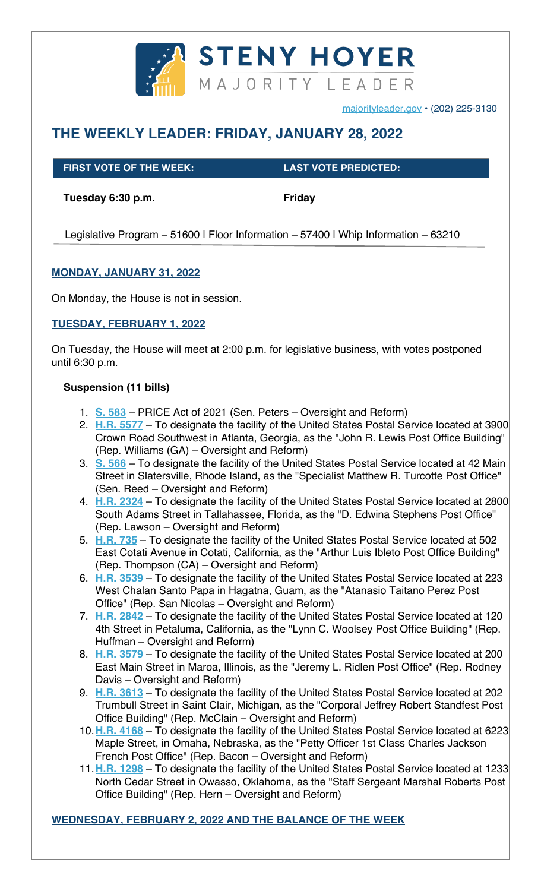**STENY HOYER**
MAJORITY LEADER

majorityleader.gov • (202) 225-3130

# THE WEEKLY LEADER: FRIDAY, JANUARY 28, 2022

| FIRST VOTE OF THE WEEK: | LAST VOTE PREDICTED: |
| --- | --- |
| Tuesday 6:30 p.m. | Friday |

Legislative Program – 51600 | Floor Information – 57400 | Whip Information – 63210

## MONDAY, JANUARY 31, 2022

On Monday, the House is not in session.

## TUESDAY, FEBRUARY 1, 2022

On Tuesday, the House will meet at 2:00 p.m. for legislative business, with votes postponed until 6:30 p.m.

**Suspension (11 bills)**

1. **S. 583** – PRICE Act of 2021 (Sen. Peters – Oversight and Reform)
2. **H.R. 5577** – To designate the facility of the United States Postal Service located at 3900 Crown Road Southwest in Atlanta, Georgia, as the "John R. Lewis Post Office Building" (Rep. Williams (GA) – Oversight and Reform)
3. **S. 566** – To designate the facility of the United States Postal Service located at 42 Main Street in Slatersville, Rhode Island, as the "Specialist Matthew R. Turcotte Post Office" (Sen. Reed – Oversight and Reform)
4. **H.R. 2324** – To designate the facility of the United States Postal Service located at 2800 South Adams Street in Tallahassee, Florida, as the "D. Edwina Stephens Post Office" (Rep. Lawson – Oversight and Reform)
5. **H.R. 735** – To designate the facility of the United States Postal Service located at 502 East Cotati Avenue in Cotati, California, as the "Arthur Luis Ibleto Post Office Building" (Rep. Thompson (CA) – Oversight and Reform)
6. **H.R. 3539** – To designate the facility of the United States Postal Service located at 223 West Chalan Santo Papa in Hagatna, Guam, as the "Atanasio Taitano Perez Post Office" (Rep. San Nicolas – Oversight and Reform)
7. **H.R. 2842** – To designate the facility of the United States Postal Service located at 120 4th Street in Petaluma, California, as the "Lynn C. Woolsey Post Office Building" (Rep. Huffman – Oversight and Reform)
8. **H.R. 3579** – To designate the facility of the United States Postal Service located at 200 East Main Street in Maroa, Illinois, as the "Jeremy L. Ridlen Post Office" (Rep. Rodney Davis – Oversight and Reform)
9. **H.R. 3613** – To designate the facility of the United States Postal Service located at 202 Trumbull Street in Saint Clair, Michigan, as the "Corporal Jeffrey Robert Standfest Post Office Building" (Rep. McClain – Oversight and Reform)
10. **H.R. 4168** – To designate the facility of the United States Postal Service located at 6223 Maple Street, in Omaha, Nebraska, as the "Petty Officer 1st Class Charles Jackson French Post Office" (Rep. Bacon – Oversight and Reform)
11. **H.R. 1298** – To designate the facility of the United States Postal Service located at 1233 North Cedar Street in Owasso, Oklahoma, as the "Staff Sergeant Marshal Roberts Post Office Building" (Rep. Hern – Oversight and Reform)

## WEDNESDAY, FEBRUARY 2, 2022 AND THE BALANCE OF THE WEEK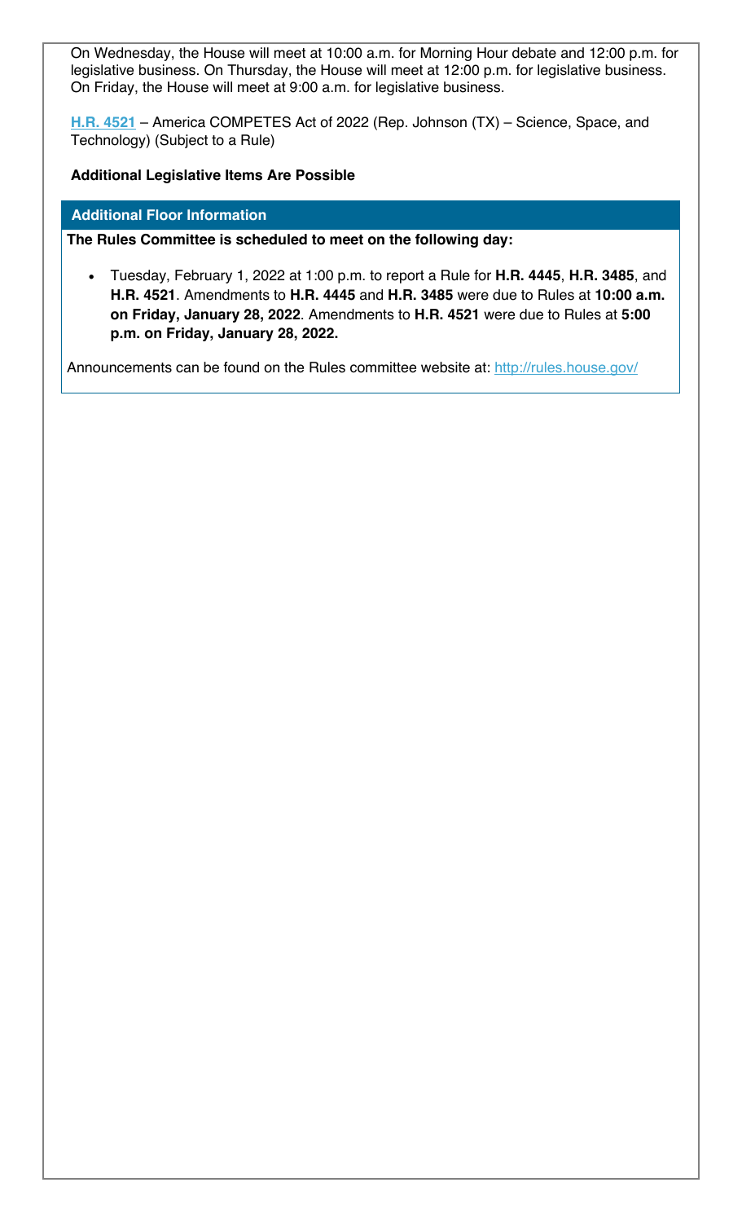On Wednesday, the House will meet at 10:00 a.m. for Morning Hour debate and 12:00 p.m. for legislative business. On Thursday, the House will meet at 12:00 p.m. for legislative business. On Friday, the House will meet at 9:00 a.m. for legislative business.

**H.R. 4521** – America COMPETES Act of 2022 (Rep. Johnson (TX) – Science, Space, and Technology) (Subject to a Rule)

**Additional Legislative Items Are Possible**

## Additional Floor Information

**The Rules Committee is scheduled to meet on the following day:**

- Tuesday, February 1, 2022 at 1:00 p.m. to report a Rule for **H.R. 4445**, **H.R. 3485**, and **H.R. 4521**. Amendments to **H.R. 4445** and **H.R. 3485** were due to Rules at **10:00 a.m. on Friday, January 28, 2022**. Amendments to **H.R. 4521** were due to Rules at **5:00 p.m. on Friday, January 28, 2022.**

Announcements can be found on the Rules committee website at: http://rules.house.gov/